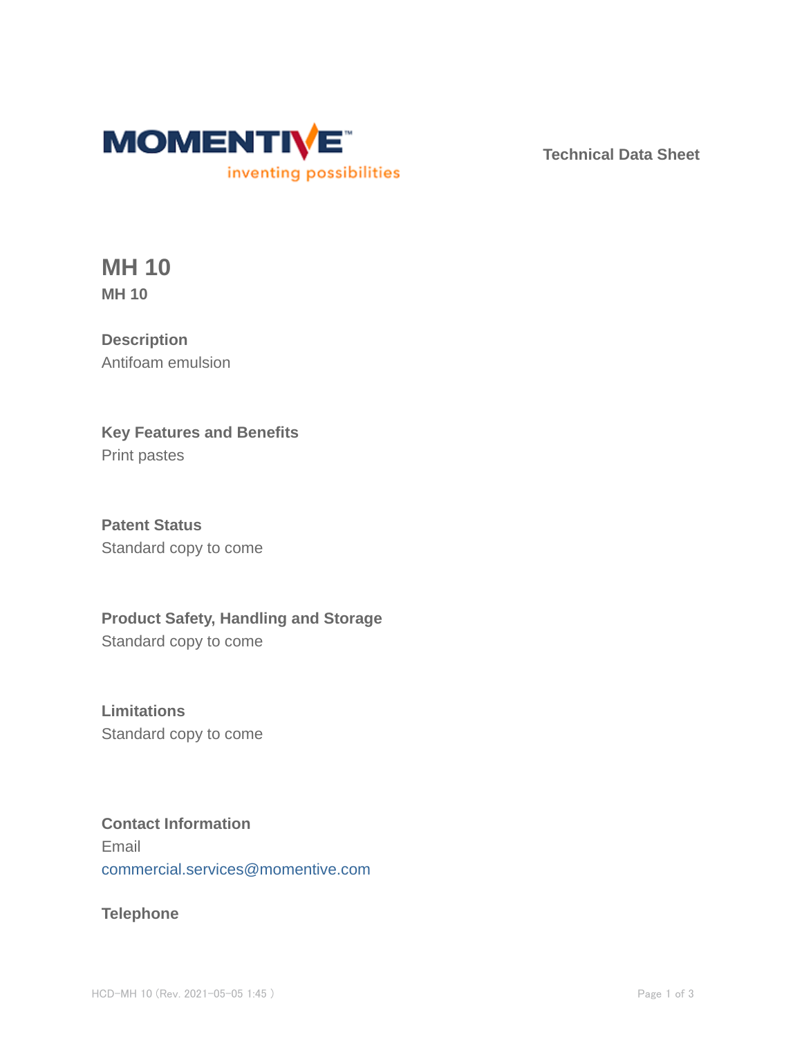Technical Data Sheet

# MH 10

**MH 10**

## Description

Antifoam emulsion

## Key Features and Benefits

Print pastes

## Patent Status

Standard copy to come

## Product Safety, Handling and Storage

Standard copy to come

## Limitations

Standard copy to come

## Contact Information

Email

commercial.services@momentive.com

**Telephone**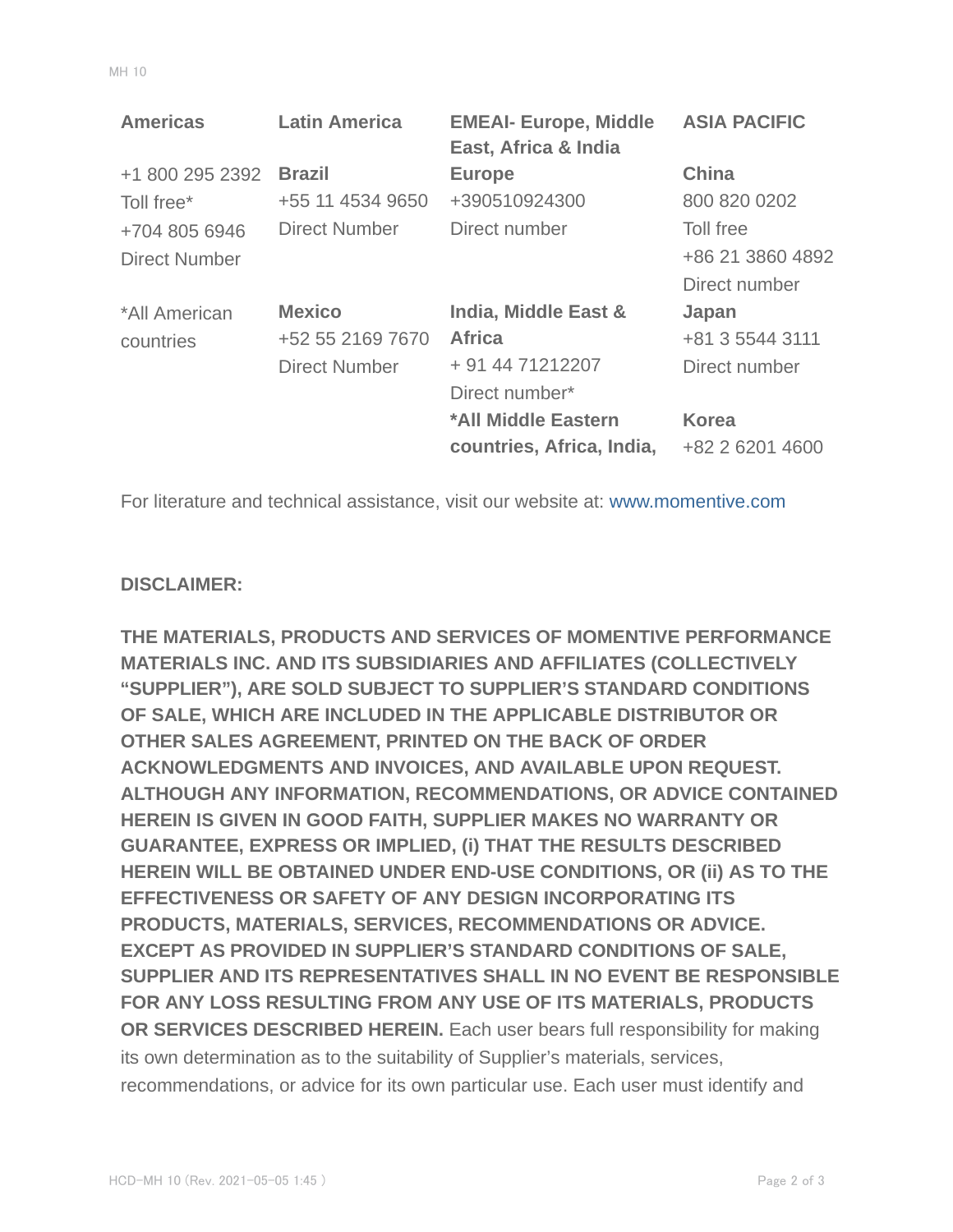| Americas | Latin America | EMEAI- Europe, Middle East, Africa & India | ASIA PACIFIC |
|---|---|---|---|
| +1 800 295 2392<br>Toll free*<br>+704 805 6946<br>Direct Number | **Brazil**<br>+55 11 4534 9650<br>Direct Number | **Europe**<br>+390510924300<br>Direct number | **China**<br>800 820 0202<br>Toll free<br>+86 21 3860 4892<br>Direct number |
| *All American countries | **Mexico**<br>+52 55 2169 7670<br>Direct Number | **India, Middle East & Africa**<br>+ 91 44 71212207<br>Direct number* | **Japan**<br>+81 3 5544 3111<br>Direct number |
| | | ***All Middle Eastern countries, Africa, India,** | **Korea**<br>+82 2 6201 4600 |

For literature and technical assistance, visit our website at: www.momentive.com

**DISCLAIMER:**

**THE MATERIALS, PRODUCTS AND SERVICES OF MOMENTIVE PERFORMANCE MATERIALS INC. AND ITS SUBSIDIARIES AND AFFILIATES (COLLECTIVELY "SUPPLIER"), ARE SOLD SUBJECT TO SUPPLIER'S STANDARD CONDITIONS OF SALE, WHICH ARE INCLUDED IN THE APPLICABLE DISTRIBUTOR OR OTHER SALES AGREEMENT, PRINTED ON THE BACK OF ORDER ACKNOWLEDGMENTS AND INVOICES, AND AVAILABLE UPON REQUEST. ALTHOUGH ANY INFORMATION, RECOMMENDATIONS, OR ADVICE CONTAINED HEREIN IS GIVEN IN GOOD FAITH, SUPPLIER MAKES NO WARRANTY OR GUARANTEE, EXPRESS OR IMPLIED, (i) THAT THE RESULTS DESCRIBED HEREIN WILL BE OBTAINED UNDER END-USE CONDITIONS, OR (ii) AS TO THE EFFECTIVENESS OR SAFETY OF ANY DESIGN INCORPORATING ITS PRODUCTS, MATERIALS, SERVICES, RECOMMENDATIONS OR ADVICE. EXCEPT AS PROVIDED IN SUPPLIER'S STANDARD CONDITIONS OF SALE, SUPPLIER AND ITS REPRESENTATIVES SHALL IN NO EVENT BE RESPONSIBLE FOR ANY LOSS RESULTING FROM ANY USE OF ITS MATERIALS, PRODUCTS OR SERVICES DESCRIBED HEREIN.** Each user bears full responsibility for making its own determination as to the suitability of Supplier's materials, services, recommendations, or advice for its own particular use. Each user must identify and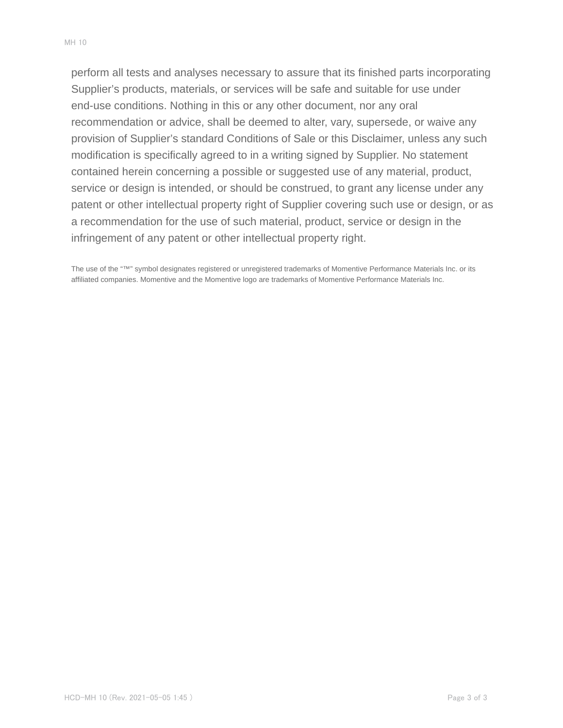perform all tests and analyses necessary to assure that its finished parts incorporating Supplier's products, materials, or services will be safe and suitable for use under end-use conditions. Nothing in this or any other document, nor any oral recommendation or advice, shall be deemed to alter, vary, supersede, or waive any provision of Supplier's standard Conditions of Sale or this Disclaimer, unless any such modification is specifically agreed to in a writing signed by Supplier. No statement contained herein concerning a possible or suggested use of any material, product, service or design is intended, or should be construed, to grant any license under any patent or other intellectual property right of Supplier covering such use or design, or as a recommendation for the use of such material, product, service or design in the infringement of any patent or other intellectual property right.

The use of the "™" symbol designates registered or unregistered trademarks of Momentive Performance Materials Inc. or its affiliated companies. Momentive and the Momentive logo are trademarks of Momentive Performance Materials Inc.